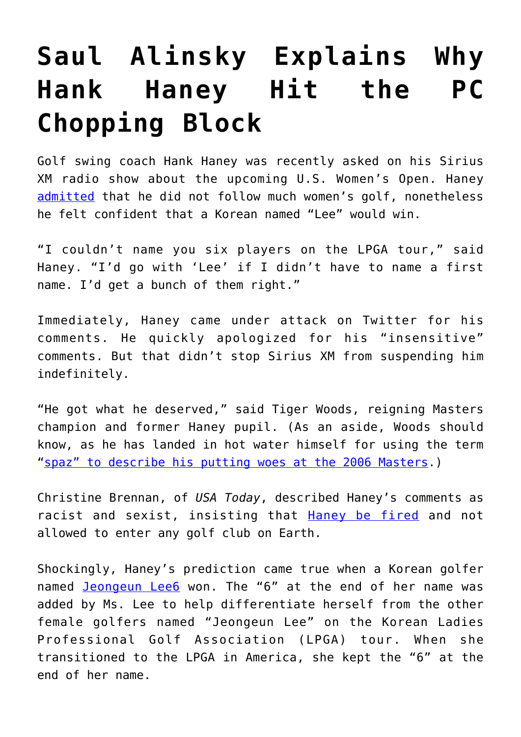# Saul Alinsky Explains Why Hank Haney Hit the PC Chopping Block

Golf swing coach Hank Haney was recently asked on his Sirius XM radio show about the upcoming U.S. Women's Open. Haney admitted that he did not follow much women's golf, nonetheless he felt confident that a Korean named "Lee" would win.

"I couldn't name you six players on the LPGA tour," said Haney. "I'd go with 'Lee' if I didn't have to name a first name. I'd get a bunch of them right."

Immediately, Haney came under attack on Twitter for his comments. He quickly apologized for his "insensitive" comments. But that didn't stop Sirius XM from suspending him indefinitely.

"He got what he deserved," said Tiger Woods, reigning Masters champion and former Haney pupil. (As an aside, Woods should know, as he has landed in hot water himself for using the term "spaz" to describe his putting woes at the 2006 Masters.)

Christine Brennan, of *USA Today*, described Haney's comments as racist and sexist, insisting that Haney be fired and not allowed to enter any golf club on Earth.

Shockingly, Haney's prediction came true when a Korean golfer named Jeongeun Lee6 won. The "6" at the end of her name was added by Ms. Lee to help differentiate herself from the other female golfers named "Jeongeun Lee" on the Korean Ladies Professional Golf Association (LPGA) tour. When she transitioned to the LPGA in America, she kept the "6" at the end of her name.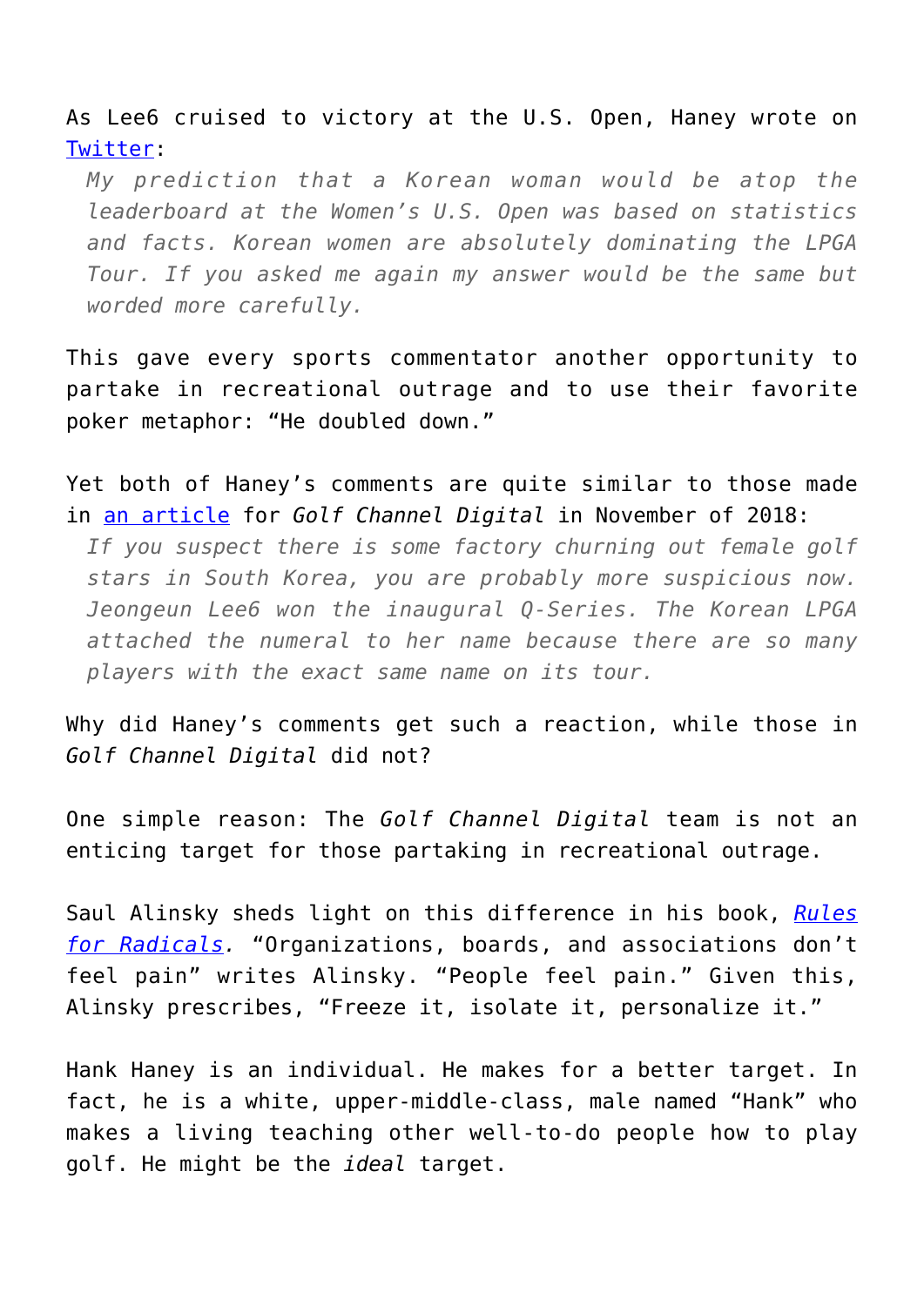As Lee6 cruised to victory at the U.S. Open, Haney wrote on [Twitter](Twitter):

> *My prediction that a Korean woman would be atop the leaderboard at the Women's U.S. Open was based on statistics and facts. Korean women are absolutely dominating the LPGA Tour. If you asked me again my answer would be the same but worded more carefully.*

This gave every sports commentator another opportunity to partake in recreational outrage and to use their favorite poker metaphor: "He doubled down."

Yet both of Haney's comments are quite similar to those made in [an article](an article) for *Golf Channel Digital* in November of 2018:

> *If you suspect there is some factory churning out female golf stars in South Korea, you are probably more suspicious now. Jeongeun Lee6 won the inaugural Q-Series. The Korean LPGA attached the numeral to her name because there are so many players with the exact same name on its tour.*

Why did Haney's comments get such a reaction, while those in *Golf Channel Digital* did not?

One simple reason: The *Golf Channel Digital* team is not an enticing target for those partaking in recreational outrage.

Saul Alinsky sheds light on this difference in his book, [*Rules for Radicals*](Rules for Radicals)*.* "Organizations, boards, and associations don't feel pain" writes Alinsky. "People feel pain." Given this, Alinsky prescribes, "Freeze it, isolate it, personalize it."

Hank Haney is an individual. He makes for a better target. In fact, he is a white, upper-middle-class, male named "Hank" who makes a living teaching other well-to-do people how to play golf. He might be the *ideal* target.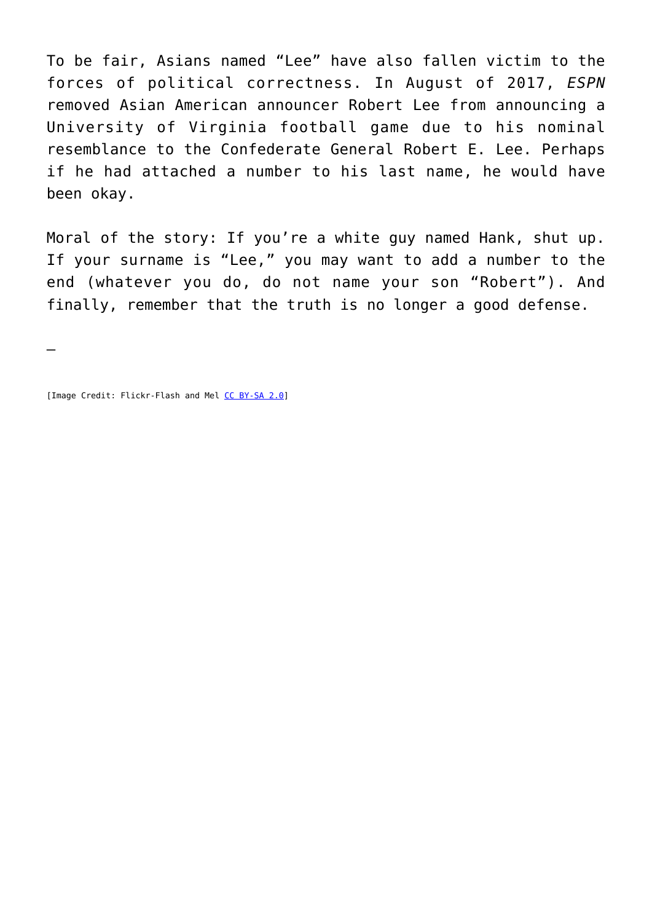To be fair, Asians named “Lee” have also fallen victim to the forces of political correctness. In August of 2017, *ESPN* removed Asian American announcer Robert Lee from announcing a University of Virginia football game due to his nominal resemblance to the Confederate General Robert E. Lee. Perhaps if he had attached a number to his last name, he would have been okay.

Moral of the story: If you’re a white guy named Hank, shut up. If your surname is “Lee,” you may want to add a number to the end (whatever you do, do not name your son “Robert”). And finally, remember that the truth is no longer a good defense.

—

[Image Credit: Flickr-Flash and Mel CC BY-SA 2.0]